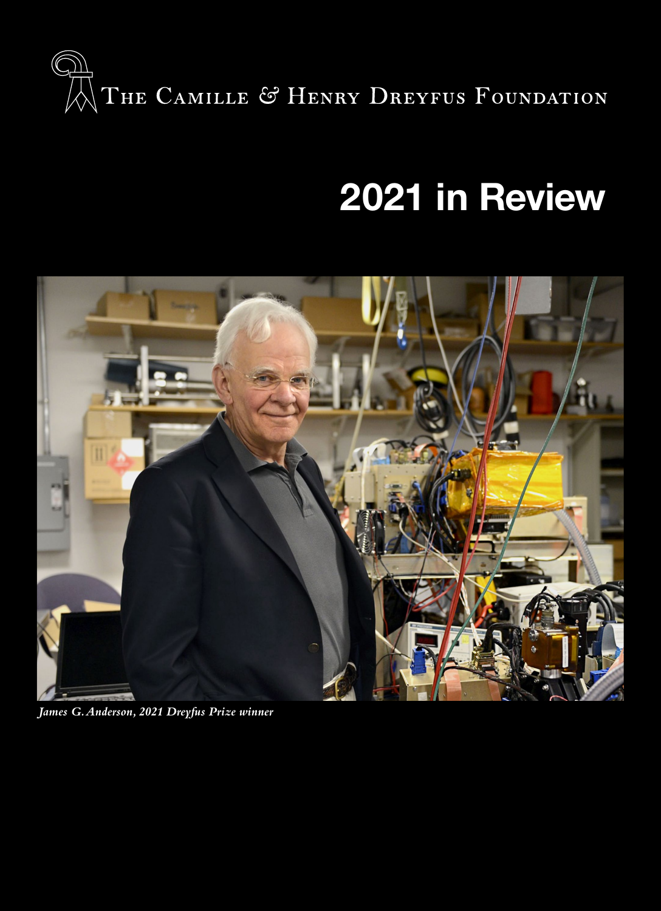The Camille & Henry Dreyfus Foundation

# 2021 in Review

*James G. Anderson, 2021 Dreyfus Prize winner*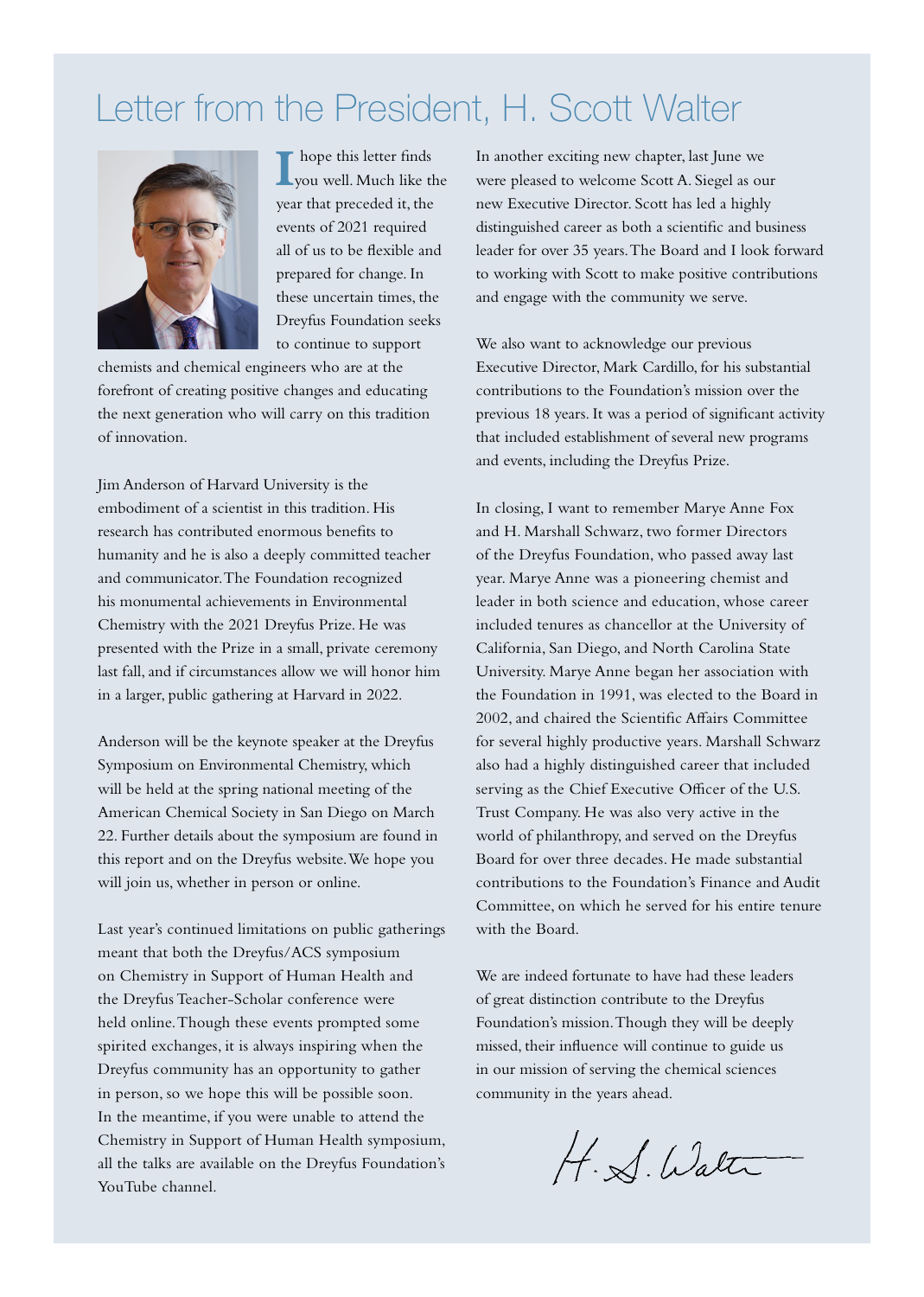# Letter from the President, H. Scott Walter

I hope this letter finds you well. Much like the year that preceded it, the events of 2021 required all of us to be flexible and prepared for change. In these uncertain times, the Dreyfus Foundation seeks to continue to support chemists and chemical engineers who are at the forefront of creating positive changes and educating the next generation who will carry on this tradition of innovation.

Jim Anderson of Harvard University is the embodiment of a scientist in this tradition. His research has contributed enormous benefits to humanity and he is also a deeply committed teacher and communicator. The Foundation recognized his monumental achievements in Environmental Chemistry with the 2021 Dreyfus Prize. He was presented with the Prize in a small, private ceremony last fall, and if circumstances allow we will honor him in a larger, public gathering at Harvard in 2022.

Anderson will be the keynote speaker at the Dreyfus Symposium on Environmental Chemistry, which will be held at the spring national meeting of the American Chemical Society in San Diego on March 22. Further details about the symposium are found in this report and on the Dreyfus website. We hope you will join us, whether in person or online.

Last year's continued limitations on public gatherings meant that both the Dreyfus/ACS symposium on Chemistry in Support of Human Health and the Dreyfus Teacher-Scholar conference were held online. Though these events prompted some spirited exchanges, it is always inspiring when the Dreyfus community has an opportunity to gather in person, so we hope this will be possible soon. In the meantime, if you were unable to attend the Chemistry in Support of Human Health symposium, all the talks are available on the Dreyfus Foundation's YouTube channel.

In another exciting new chapter, last June we were pleased to welcome Scott A. Siegel as our new Executive Director. Scott has led a highly distinguished career as both a scientific and business leader for over 35 years. The Board and I look forward to working with Scott to make positive contributions and engage with the community we serve.

We also want to acknowledge our previous Executive Director, Mark Cardillo, for his substantial contributions to the Foundation's mission over the previous 18 years. It was a period of significant activity that included establishment of several new programs and events, including the Dreyfus Prize.

In closing, I want to remember Marye Anne Fox and H. Marshall Schwarz, two former Directors of the Dreyfus Foundation, who passed away last year. Marye Anne was a pioneering chemist and leader in both science and education, whose career included tenures as chancellor at the University of California, San Diego, and North Carolina State University. Marye Anne began her association with the Foundation in 1991, was elected to the Board in 2002, and chaired the Scientific Affairs Committee for several highly productive years. Marshall Schwarz also had a highly distinguished career that included serving as the Chief Executive Officer of the U.S. Trust Company. He was also very active in the world of philanthropy, and served on the Dreyfus Board for over three decades. He made substantial contributions to the Foundation's Finance and Audit Committee, on which he served for his entire tenure with the Board.

We are indeed fortunate to have had these leaders of great distinction contribute to the Dreyfus Foundation's mission. Though they will be deeply missed, their influence will continue to guide us in our mission of serving the chemical sciences community in the years ahead.

H. S. Walter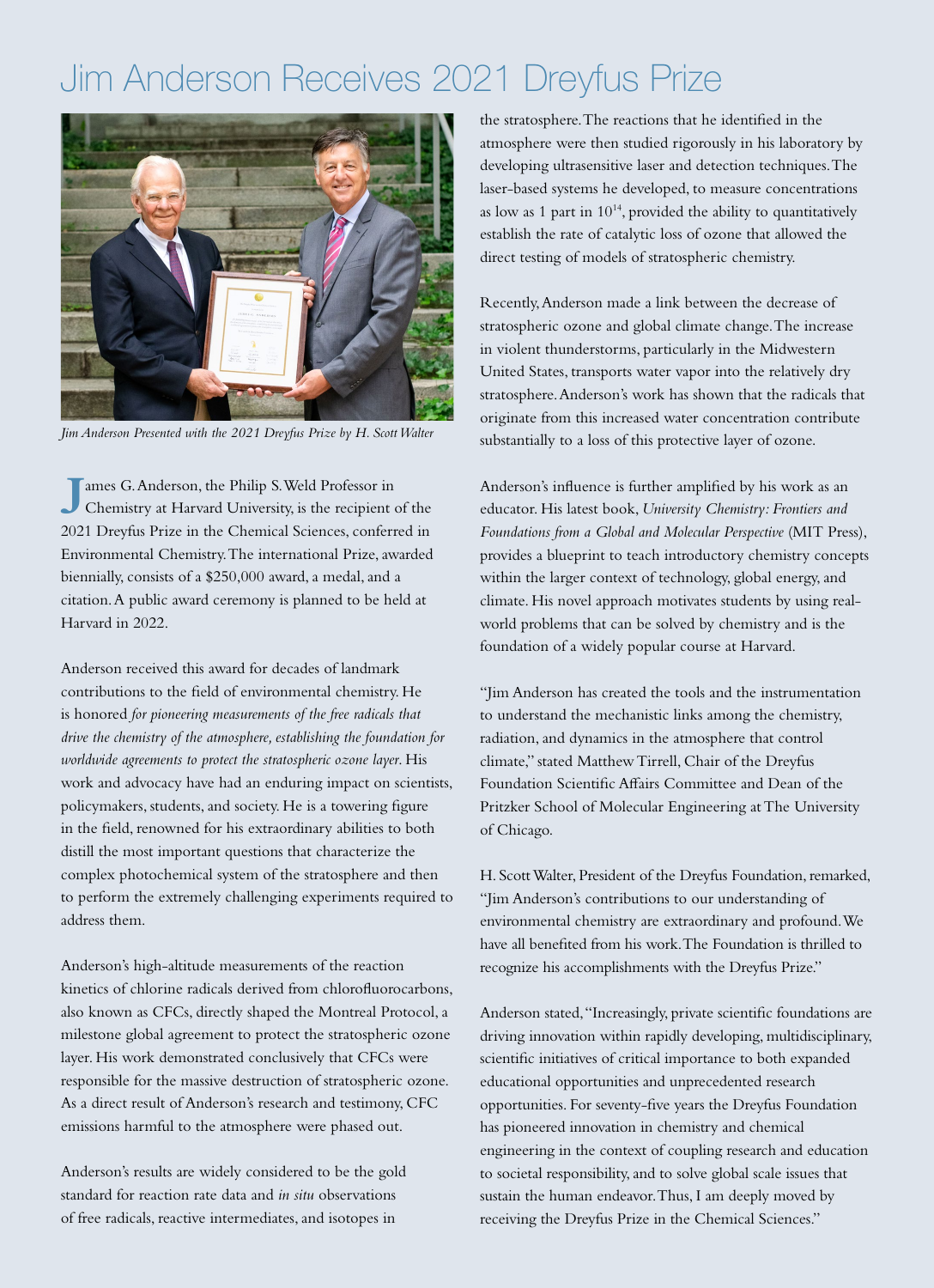# Jim Anderson Receives 2021 Dreyfus Prize

*Jim Anderson Presented with the 2021 Dreyfus Prize by H. Scott Walter*

James G. Anderson, the Philip S. Weld Professor in Chemistry at Harvard University, is the recipient of the 2021 Dreyfus Prize in the Chemical Sciences, conferred in Environmental Chemistry. The international Prize, awarded biennially, consists of a $250,000 award, a medal, and a citation. A public award ceremony is planned to be held at Harvard in 2022.

Anderson received this award for decades of landmark contributions to the field of environmental chemistry. He is honored *for pioneering measurements of the free radicals that drive the chemistry of the atmosphere, establishing the foundation for worldwide agreements to protect the stratospheric ozone layer*. His work and advocacy have had an enduring impact on scientists, policymakers, students, and society. He is a towering figure in the field, renowned for his extraordinary abilities to both distill the most important questions that characterize the complex photochemical system of the stratosphere and then to perform the extremely challenging experiments required to address them.

Anderson's high-altitude measurements of the reaction kinetics of chlorine radicals derived from chlorofluorocarbons, also known as CFCs, directly shaped the Montreal Protocol, a milestone global agreement to protect the stratospheric ozone layer. His work demonstrated conclusively that CFCs were responsible for the massive destruction of stratospheric ozone. As a direct result of Anderson's research and testimony, CFC emissions harmful to the atmosphere were phased out.

Anderson's results are widely considered to be the gold standard for reaction rate data and *in situ* observations of free radicals, reactive intermediates, and isotopes in the stratosphere. The reactions that he identified in the atmosphere were then studied rigorously in his laboratory by developing ultrasensitive laser and detection techniques. The laser-based systems he developed, to measure concentrations as low as 1 part in $10^{14}$, provided the ability to quantitatively establish the rate of catalytic loss of ozone that allowed the direct testing of models of stratospheric chemistry.

Recently, Anderson made a link between the decrease of stratospheric ozone and global climate change. The increase in violent thunderstorms, particularly in the Midwestern United States, transports water vapor into the relatively dry stratosphere. Anderson's work has shown that the radicals that originate from this increased water concentration contribute substantially to a loss of this protective layer of ozone.

Anderson's influence is further amplified by his work as an educator. His latest book, *University Chemistry: Frontiers and Foundations from a Global and Molecular Perspective* (MIT Press), provides a blueprint to teach introductory chemistry concepts within the larger context of technology, global energy, and climate. His novel approach motivates students by using real-world problems that can be solved by chemistry and is the foundation of a widely popular course at Harvard.

"Jim Anderson has created the tools and the instrumentation to understand the mechanistic links among the chemistry, radiation, and dynamics in the atmosphere that control climate," stated Matthew Tirrell, Chair of the Dreyfus Foundation Scientific Affairs Committee and Dean of the Pritzker School of Molecular Engineering at The University of Chicago.

H. Scott Walter, President of the Dreyfus Foundation, remarked, "Jim Anderson's contributions to our understanding of environmental chemistry are extraordinary and profound. We have all benefited from his work. The Foundation is thrilled to recognize his accomplishments with the Dreyfus Prize."

Anderson stated, "Increasingly, private scientific foundations are driving innovation within rapidly developing, multidisciplinary, scientific initiatives of critical importance to both expanded educational opportunities and unprecedented research opportunities. For seventy-five years the Dreyfus Foundation has pioneered innovation in chemistry and chemical engineering in the context of coupling research and education to societal responsibility, and to solve global scale issues that sustain the human endeavor. Thus, I am deeply moved by receiving the Dreyfus Prize in the Chemical Sciences."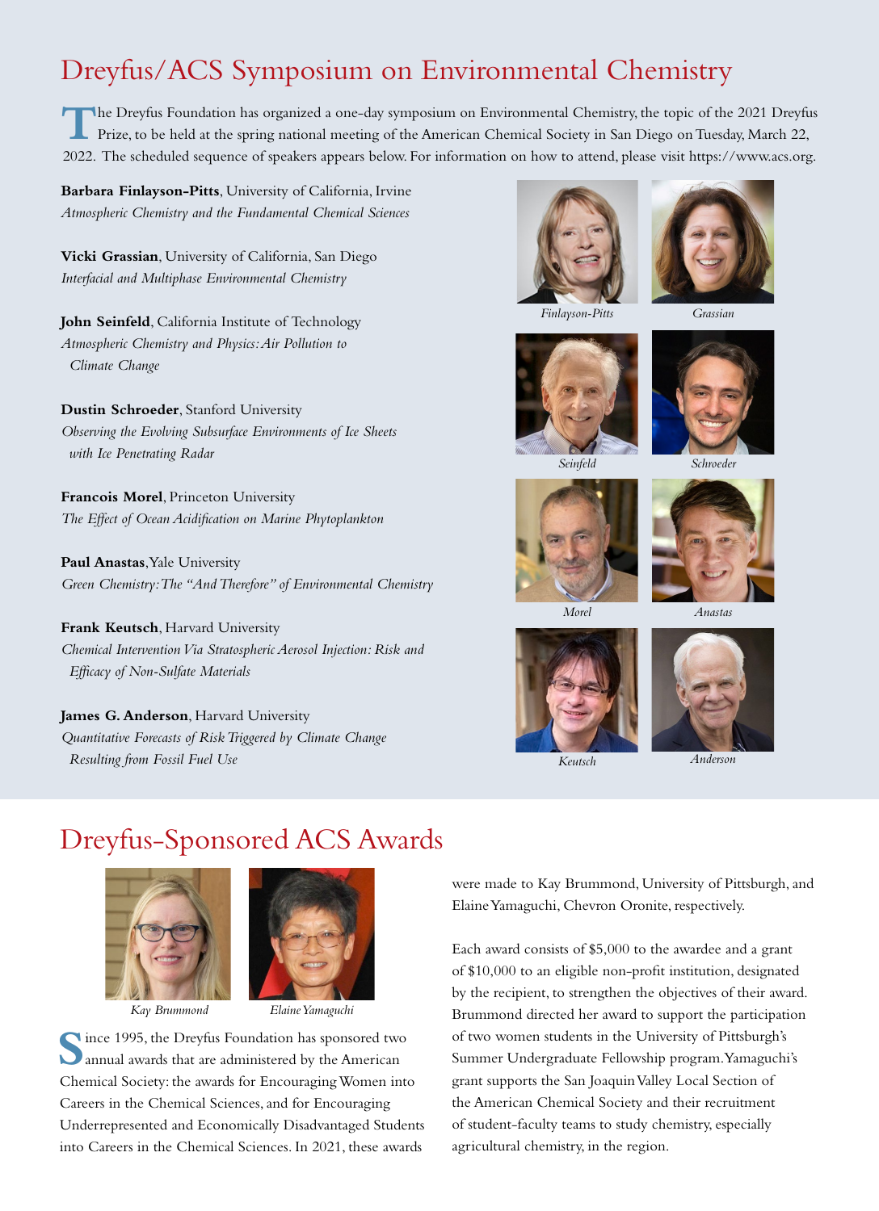## Dreyfus/ACS Symposium on Environmental Chemistry

The Dreyfus Foundation has organized a one-day symposium on Environmental Chemistry, the topic of the 2021 Dreyfus Prize, to be held at the spring national meeting of the American Chemical Society in San Diego on Tuesday, March 22, 2022. The scheduled sequence of speakers appears below. For information on how to attend, please visit https://www.acs.org.

**Barbara Finlayson-Pitts**, University of California, Irvine
*Atmospheric Chemistry and the Fundamental Chemical Sciences*

**Vicki Grassian**, University of California, San Diego
*Interfacial and Multiphase Environmental Chemistry*

**John Seinfeld**, California Institute of Technology
*Atmospheric Chemistry and Physics: Air Pollution to Climate Change*

**Dustin Schroeder**, Stanford University
*Observing the Evolving Subsurface Environments of Ice Sheets with Ice Penetrating Radar*

**Francois Morel**, Princeton University
*The Effect of Ocean Acidification on Marine Phytoplankton*

**Paul Anastas**, Yale University
*Green Chemistry: The "And Therefore" of Environmental Chemistry*

**Frank Keutsch**, Harvard University
*Chemical Intervention Via Stratospheric Aerosol Injection: Risk and Efficacy of Non-Sulfate Materials*

**James G. Anderson**, Harvard University
*Quantitative Forecasts of Risk Triggered by Climate Change Resulting from Fossil Fuel Use*

*Finlayson-Pitts* *Grassian*

*Seinfeld* *Schroeder*

*Morel* *Anastas*

*Keutsch* *Anderson*

## Dreyfus-Sponsored ACS Awards

*Kay Brummond* *Elaine Yamaguchi*

Since 1995, the Dreyfus Foundation has sponsored two annual awards that are administered by the American Chemical Society: the awards for Encouraging Women into Careers in the Chemical Sciences, and for Encouraging Underrepresented and Economically Disadvantaged Students into Careers in the Chemical Sciences. In 2021, these awards were made to Kay Brummond, University of Pittsburgh, and Elaine Yamaguchi, Chevron Oronite, respectively.

Each award consists of $5,000 to the awardee and a grant of $10,000 to an eligible non-profit institution, designated by the recipient, to strengthen the objectives of their award. Brummond directed her award to support the participation of two women students in the University of Pittsburgh's Summer Undergraduate Fellowship program. Yamaguchi's grant supports the San Joaquin Valley Local Section of the American Chemical Society and their recruitment of student-faculty teams to study chemistry, especially agricultural chemistry, in the region.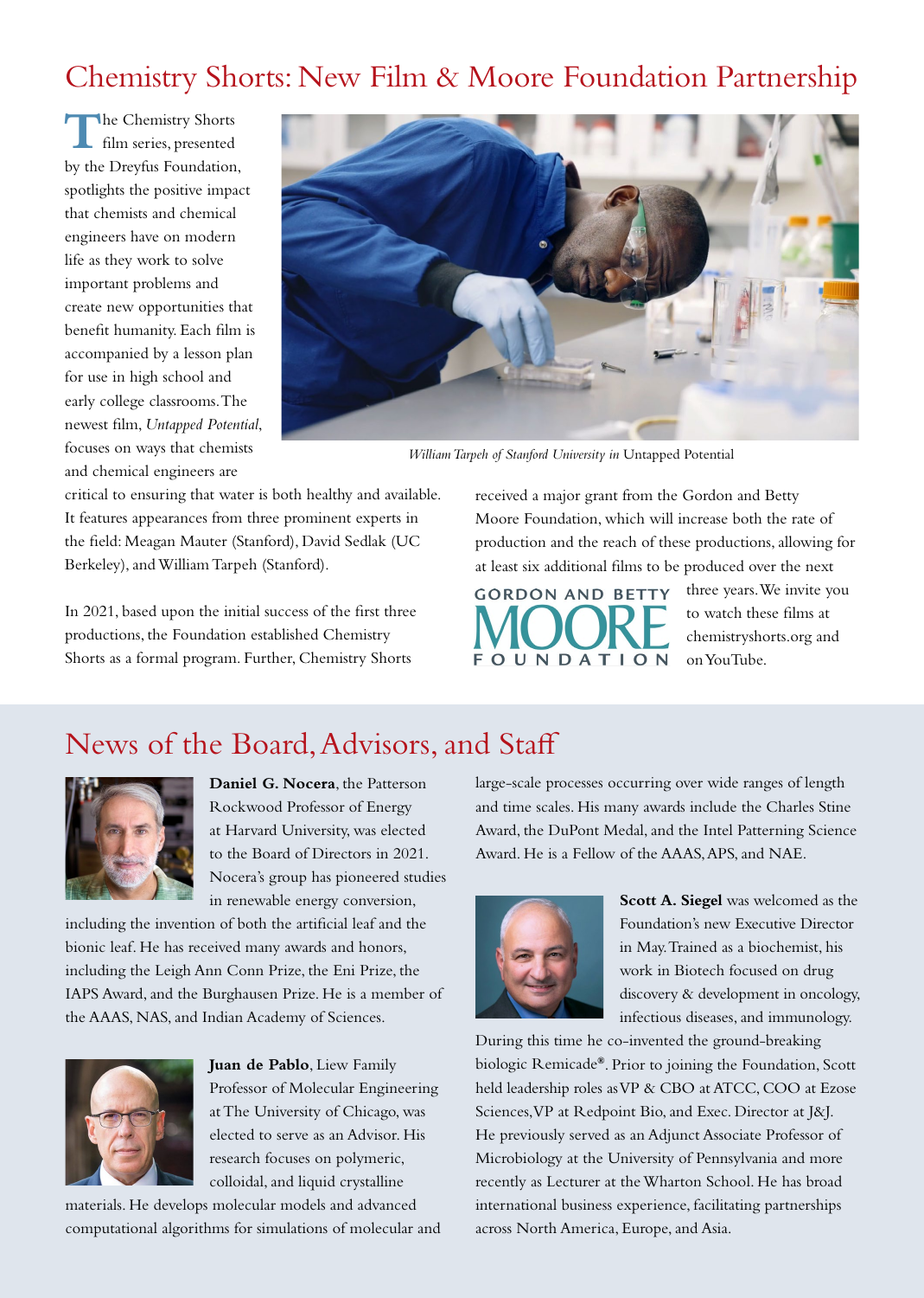## Chemistry Shorts: New Film & Moore Foundation Partnership

The Chemistry Shorts film series, presented by the Dreyfus Foundation, spotlights the positive impact that chemists and chemical engineers have on modern life as they work to solve important problems and create new opportunities that benefit humanity. Each film is accompanied by a lesson plan for use in high school and early college classrooms. The newest film, *Untapped Potential*, focuses on ways that chemists and chemical engineers are critical to ensuring that water is both healthy and available. It features appearances from three prominent experts in the field: Meagan Mauter (Stanford), David Sedlak (UC Berkeley), and William Tarpeh (Stanford).

*William Tarpeh of Stanford University in* Untapped Potential

In 2021, based upon the initial success of the first three productions, the Foundation established Chemistry Shorts as a formal program. Further, Chemistry Shorts received a major grant from the Gordon and Betty Moore Foundation, which will increase both the rate of production and the reach of these productions, allowing for at least six additional films to be produced over the next three years. We invite you to watch these films at chemistryshorts.org and on YouTube.

GORDON AND BETTY MOORE FOUNDATION

## News of the Board, Advisors, and Staff

**Daniel G. Nocera**, the Patterson Rockwood Professor of Energy at Harvard University, was elected to the Board of Directors in 2021. Nocera's group has pioneered studies in renewable energy conversion, including the invention of both the artificial leaf and the bionic leaf. He has received many awards and honors, including the Leigh Ann Conn Prize, the Eni Prize, the IAPS Award, and the Burghausen Prize. He is a member of the AAAS, NAS, and Indian Academy of Sciences.

**Juan de Pablo**, Liew Family Professor of Molecular Engineering at The University of Chicago, was elected to serve as an Advisor. His research focuses on polymeric, colloidal, and liquid crystalline materials. He develops molecular models and advanced computational algorithms for simulations of molecular and large-scale processes occurring over wide ranges of length and time scales. His many awards include the Charles Stine Award, the DuPont Medal, and the Intel Patterning Science Award. He is a Fellow of the AAAS, APS, and NAE.

**Scott A. Siegel** was welcomed as the Foundation's new Executive Director in May. Trained as a biochemist, his work in Biotech focused on drug discovery & development in oncology, infectious diseases, and immunology. During this time he co-invented the ground-breaking biologic Remicade®. Prior to joining the Foundation, Scott held leadership roles as VP & CBO at ATCC, COO at Ezose Sciences, VP at Redpoint Bio, and Exec. Director at J&J. He previously served as an Adjunct Associate Professor of Microbiology at the University of Pennsylvania and more recently as Lecturer at the Wharton School. He has broad international business experience, facilitating partnerships across North America, Europe, and Asia.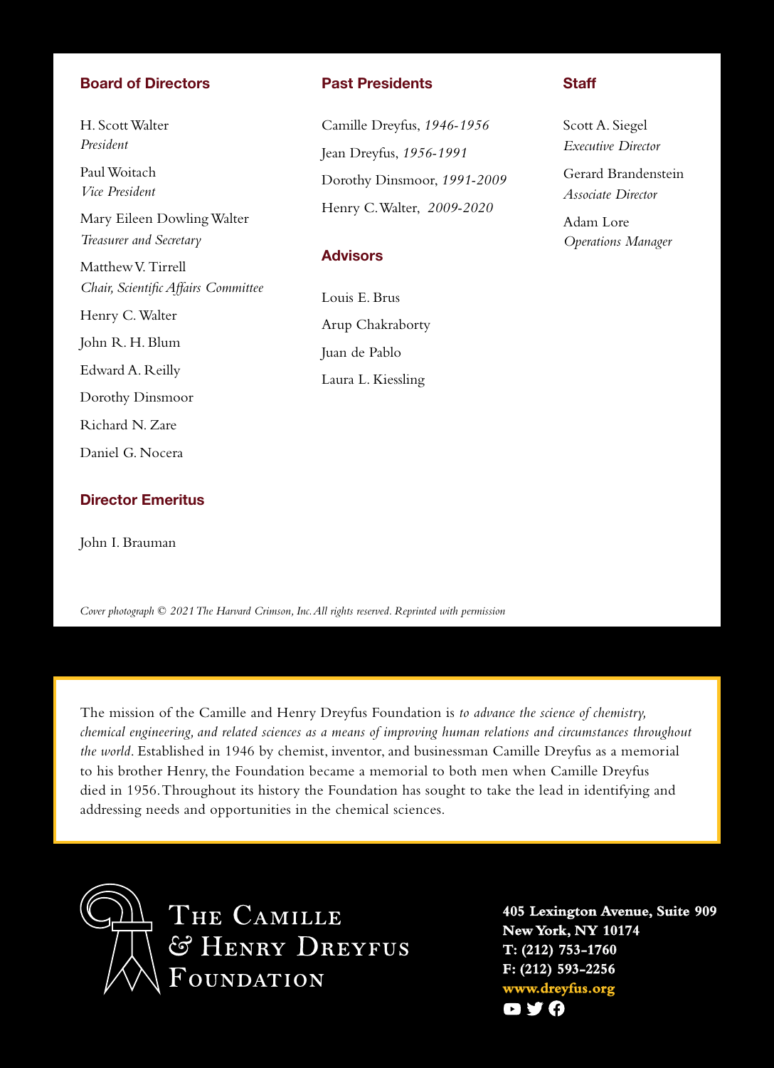## Board of Directors

H. Scott Walter
*President*

Paul Woitach
*Vice President*

Mary Eileen Dowling Walter
*Treasurer and Secretary*

Matthew V. Tirrell
*Chair, Scientific Affairs Committee*

Henry C. Walter

John R. H. Blum

Edward A. Reilly

Dorothy Dinsmoor

Richard N. Zare

Daniel G. Nocera

## Director Emeritus

John I. Brauman

## Past Presidents

Camille Dreyfus, *1946-1956*

Jean Dreyfus, *1956-1991*

Dorothy Dinsmoor, *1991-2009*

Henry C. Walter, *2009-2020*

## Advisors

Louis E. Brus

Arup Chakraborty

Juan de Pablo

Laura L. Kiessling

## Staff

Scott A. Siegel
*Executive Director*

Gerard Brandenstein
*Associate Director*

Adam Lore
*Operations Manager*

*Cover photograph © 2021 The Harvard Crimson, Inc. All rights reserved. Reprinted with permission*

The mission of the Camille and Henry Dreyfus Foundation is *to advance the science of chemistry, chemical engineering, and related sciences as a means of improving human relations and circumstances throughout the world*. Established in 1946 by chemist, inventor, and businessman Camille Dreyfus as a memorial to his brother Henry, the Foundation became a memorial to both men when Camille Dreyfus died in 1956. Throughout its history the Foundation has sought to take the lead in identifying and addressing needs and opportunities in the chemical sciences.

The Camille & Henry Dreyfus Foundation

**405 Lexington Avenue, Suite 909**
**New York, NY 10174**
**T: (212) 753-1760**
**F: (212) 593-2256**
**www.dreyfus.org**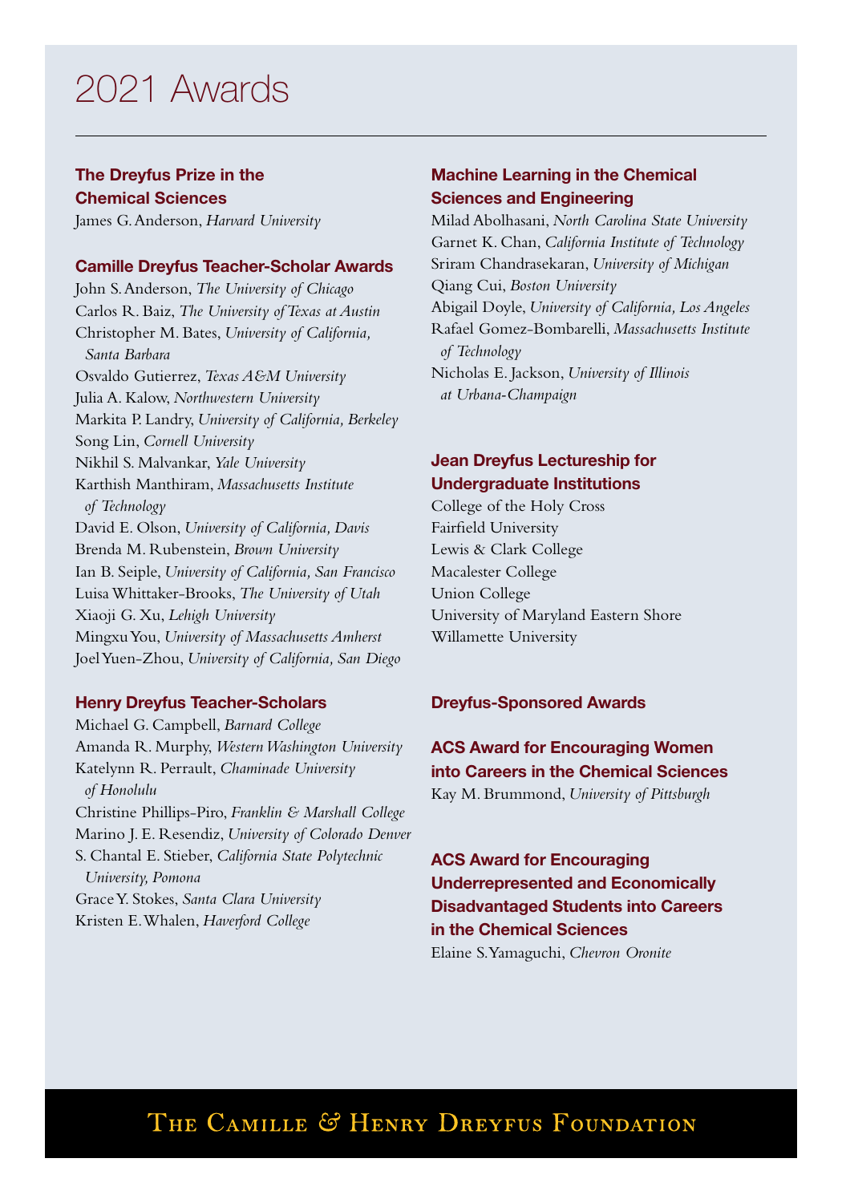# 2021 Awards

### The Dreyfus Prize in the Chemical Sciences

James G. Anderson, *Harvard University*

### Camille Dreyfus Teacher-Scholar Awards

John S. Anderson, *The University of Chicago*
Carlos R. Baiz, *The University of Texas at Austin*
Christopher M. Bates, *University of California, Santa Barbara*
Osvaldo Gutierrez, *Texas A&M University*
Julia A. Kalow, *Northwestern University*
Markita P. Landry, *University of California, Berkeley*
Song Lin, *Cornell University*
Nikhil S. Malvankar, *Yale University*
Karthish Manthiram, *Massachusetts Institute of Technology*
David E. Olson, *University of California, Davis*
Brenda M. Rubenstein, *Brown University*
Ian B. Seiple, *University of California, San Francisco*
Luisa Whittaker-Brooks, *The University of Utah*
Xiaoji G. Xu, *Lehigh University*
Mingxu You, *University of Massachusetts Amherst*
Joel Yuen-Zhou, *University of California, San Diego*

### Henry Dreyfus Teacher-Scholars

Michael G. Campbell, *Barnard College*
Amanda R. Murphy, *Western Washington University*
Katelynn R. Perrault, *Chaminade University of Honolulu*
Christine Phillips-Piro, *Franklin & Marshall College*
Marino J. E. Resendiz, *University of Colorado Denver*
S. Chantal E. Stieber, *California State Polytechnic University, Pomona*
Grace Y. Stokes, *Santa Clara University*
Kristen E. Whalen, *Haverford College*

### Machine Learning in the Chemical Sciences and Engineering

Milad Abolhasani, *North Carolina State University*
Garnet K. Chan, *California Institute of Technology*
Sriram Chandrasekaran, *University of Michigan*
Qiang Cui, *Boston University*
Abigail Doyle, *University of California, Los Angeles*
Rafael Gomez-Bombarelli, *Massachusetts Institute of Technology*
Nicholas E. Jackson, *University of Illinois at Urbana-Champaign*

### Jean Dreyfus Lectureship for Undergraduate Institutions

College of the Holy Cross
Fairfield University
Lewis & Clark College
Macalester College
Union College
University of Maryland Eastern Shore
Willamette University

### Dreyfus-Sponsored Awards

### ACS Award for Encouraging Women into Careers in the Chemical Sciences

Kay M. Brummond, *University of Pittsburgh*

### ACS Award for Encouraging Underrepresented and Economically Disadvantaged Students into Careers in the Chemical Sciences

Elaine S. Yamaguchi, *Chevron Oronite*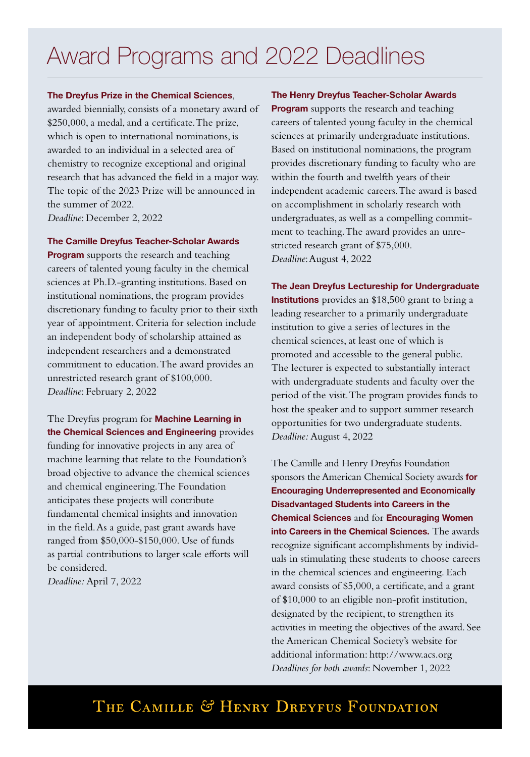# Award Programs and 2022 Deadlines

**The Dreyfus Prize in the Chemical Sciences**, awarded biennially, consists of a monetary award of $250,000, a medal, and a certificate. The prize, which is open to international nominations, is awarded to an individual in a selected area of chemistry to recognize exceptional and original research that has advanced the field in a major way. The topic of the 2023 Prize will be announced in the summer of 2022.
*Deadline*: December 2, 2022

**The Camille Dreyfus Teacher-Scholar Awards Program** supports the research and teaching careers of talented young faculty in the chemical sciences at Ph.D.-granting institutions. Based on institutional nominations, the program provides discretionary funding to faculty prior to their sixth year of appointment. Criteria for selection include an independent body of scholarship attained as independent researchers and a demonstrated commitment to education. The award provides an unrestricted research grant of $100,000.
*Deadline*: February 2, 2022

The Dreyfus program for **Machine Learning in the Chemical Sciences and Engineering** provides funding for innovative projects in any area of machine learning that relate to the Foundation's broad objective to advance the chemical sciences and chemical engineering. The Foundation anticipates these projects will contribute fundamental chemical insights and innovation in the field. As a guide, past grant awards have ranged from $50,000-$150,000. Use of funds as partial contributions to larger scale efforts will be considered.
*Deadline:* April 7, 2022

**The Henry Dreyfus Teacher-Scholar Awards Program** supports the research and teaching careers of talented young faculty in the chemical sciences at primarily undergraduate institutions. Based on institutional nominations, the program provides discretionary funding to faculty who are within the fourth and twelfth years of their independent academic careers. The award is based on accomplishment in scholarly research with undergraduates, as well as a compelling commitment to teaching. The award provides an unrestricted research grant of $75,000.
*Deadline*: August 4, 2022

**The Jean Dreyfus Lectureship for Undergraduate Institutions** provides an $18,500 grant to bring a leading researcher to a primarily undergraduate institution to give a series of lectures in the chemical sciences, at least one of which is promoted and accessible to the general public. The lecturer is expected to substantially interact with undergraduate students and faculty over the period of the visit. The program provides funds to host the speaker and to support summer research opportunities for two undergraduate students.
*Deadline:* August 4, 2022

The Camille and Henry Dreyfus Foundation sponsors the American Chemical Society awards **for Encouraging Underrepresented and Economically Disadvantaged Students into Careers in the Chemical Sciences** and for **Encouraging Women into Careers in the Chemical Sciences.** The awards recognize significant accomplishments by individuals in stimulating these students to choose careers in the chemical sciences and engineering. Each award consists of $5,000, a certificate, and a grant of $10,000 to an eligible non-profit institution, designated by the recipient, to strengthen its activities in meeting the objectives of the award. See the American Chemical Society's website for additional information: http://www.acs.org
*Deadlines for both awards*: November 1, 2022

The Camille & Henry Dreyfus Foundation